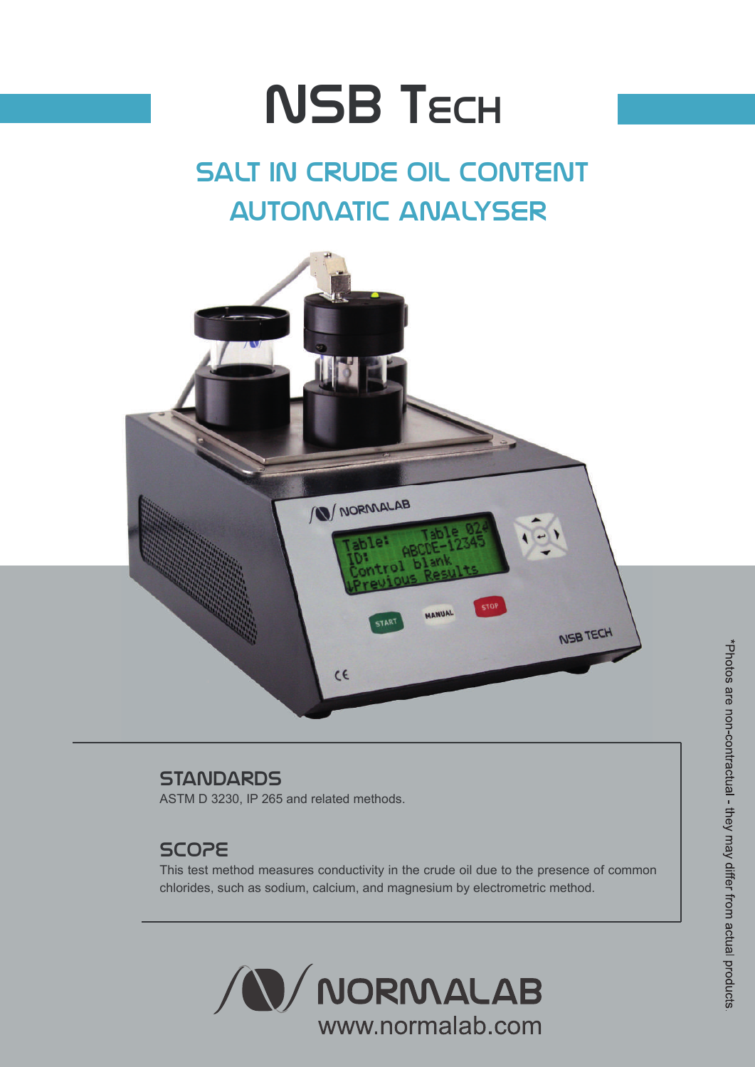# NSB Tech

## SALT IN CRUDE OIL CONTENT AUTOMATIC ANALYSER

### STANDARDS

ASTM D 3230, IP 265 and related methods.

### SCOPE

This test method measures conductivity in the crude oil due to the presence of common chlorides, such as sodium, calcium, and magnesium by electrometric method.

NORMALAB
www.normalab.com

*Photos are non-contractual - they may differ from actual products.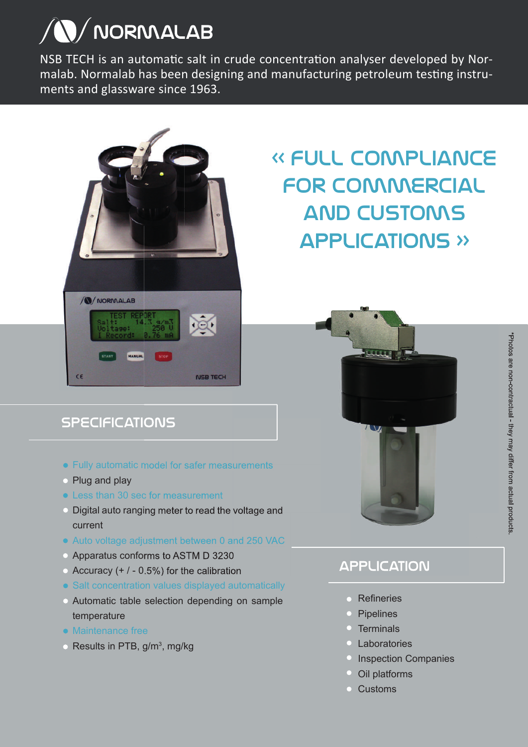# NORMALAB

NSB TECH is an automatic salt in crude concentration analyser developed by Normalab. Normalab has been designing and manufacturing petroleum testing instruments and glassware since 1963.

## « FULL COMPLIANCE FOR COMMERCIAL AND CUSTOMS APPLICATIONS »

## SPECIFICATIONS

- Fully automatic model for safer measurements
- Plug and play
- Less than 30 sec for measurement
- Digital auto ranging meter to read the voltage and current
- Auto voltage adjustment between 0 and 250 VAC
- Apparatus conforms to ASTM D 3230
- Accuracy (+ / - 0.5%) for the calibration
- Salt concentration values displayed automatically
- Automatic table selection depending on sample temperature
- Maintenance free
- Results in PTB, g/m$^3$, mg/kg

## APPLICATION

- Refineries
- Pipelines
- Terminals
- Laboratories
- Inspection Companies
- Oil platforms
- Customs

*Photos are non-contractual - they may differ from actual products.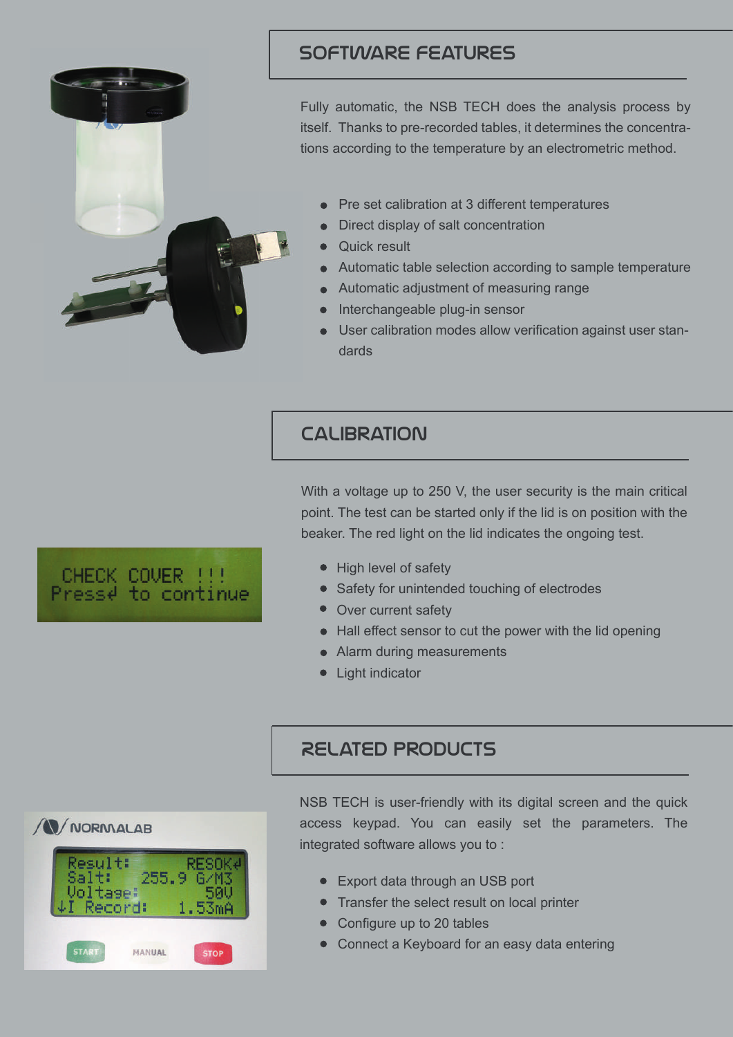## SOFTWARE FEATURES

Fully automatic, the NSB TECH does the analysis process by itself. Thanks to pre-recorded tables, it determines the concentrations according to the temperature by an electrometric method.

- Pre set calibration at 3 different temperatures
- Direct display of salt concentration
- Quick result
- Automatic table selection according to sample temperature
- Automatic adjustment of measuring range
- Interchangeable plug-in sensor
- User calibration modes allow verification against user standards

## CALIBRATION

With a voltage up to 250 V, the user security is the main critical point. The test can be started only if the lid is on position with the beaker. The red light on the lid indicates the ongoing test.

- High level of safety
- Safety for unintended touching of electrodes
- Over current safety
- Hall effect sensor to cut the power with the lid opening
- Alarm during measurements
- Light indicator

## RELATED PRODUCTS

NSB TECH is user-friendly with its digital screen and the quick access keypad. You can easily set the parameters. The integrated software allows you to :

- Export data through an USB port
- Transfer the select result on local printer
- Configure up to 20 tables
- Connect a Keyboard for an easy data entering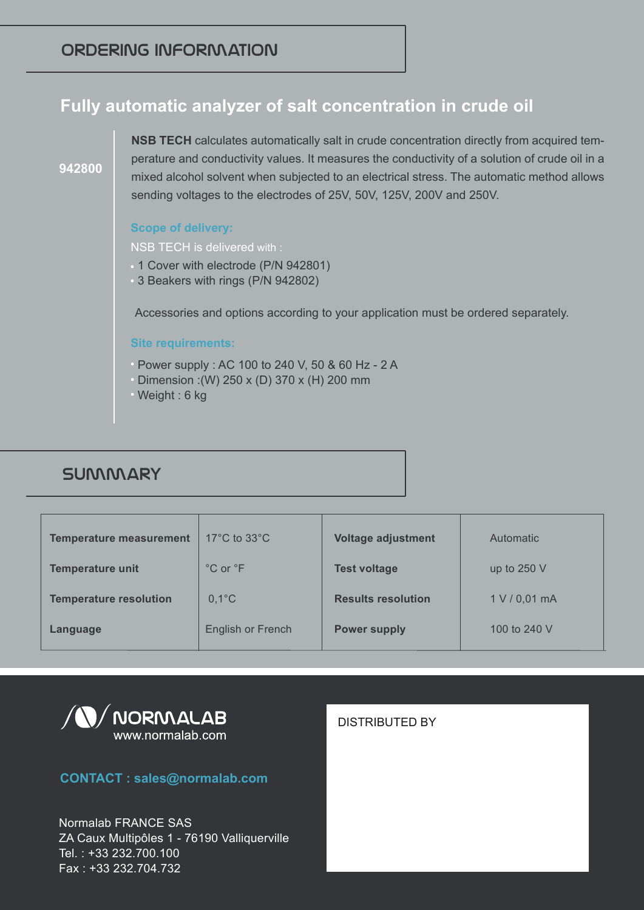## ORDERING INFORMATION

### Fully automatic analyzer of salt concentration in crude oil

**942800**

**NSB TECH** calculates automatically salt in crude concentration directly from acquired temperature and conductivity values. It measures the conductivity of a solution of crude oil in a mixed alcohol solvent when subjected to an electrical stress. The automatic method allows sending voltages to the electrodes of 25V, 50V, 125V, 200V and 250V.

**Scope of delivery:**

NSB TECH is delivered with :

- 1 Cover with electrode (P/N 942801)
- 3 Beakers with rings (P/N 942802)

Accessories and options according to your application must be ordered separately.

**Site requirements:**

- Power supply : AC 100 to 240 V, 50 & 60 Hz - 2 A
- Dimension :(W) 250 x (D) 370 x (H) 200 mm
- Weight : 6 kg

## SUMMARY

| | | | |
|---|---|---|---|
| **Temperature measurement** | 17°C to 33°C | **Voltage adjustment** | Automatic |
| **Temperature unit** | °C or °F | **Test voltage** | up to 250 V |
| **Temperature resolution** | 0,1°C | **Results resolution** | 1 V / 0,01 mA |
| **Language** | English or French | **Power supply** | 100 to 240 V |

NORMALAB
www.normalab.com

**CONTACT : sales@normalab.com**

Normalab FRANCE SAS
ZA Caux Multipôles 1 - 76190 Valliquerville
Tel. : +33 232.700.100
Fax : +33 232.704.732

DISTRIBUTED BY